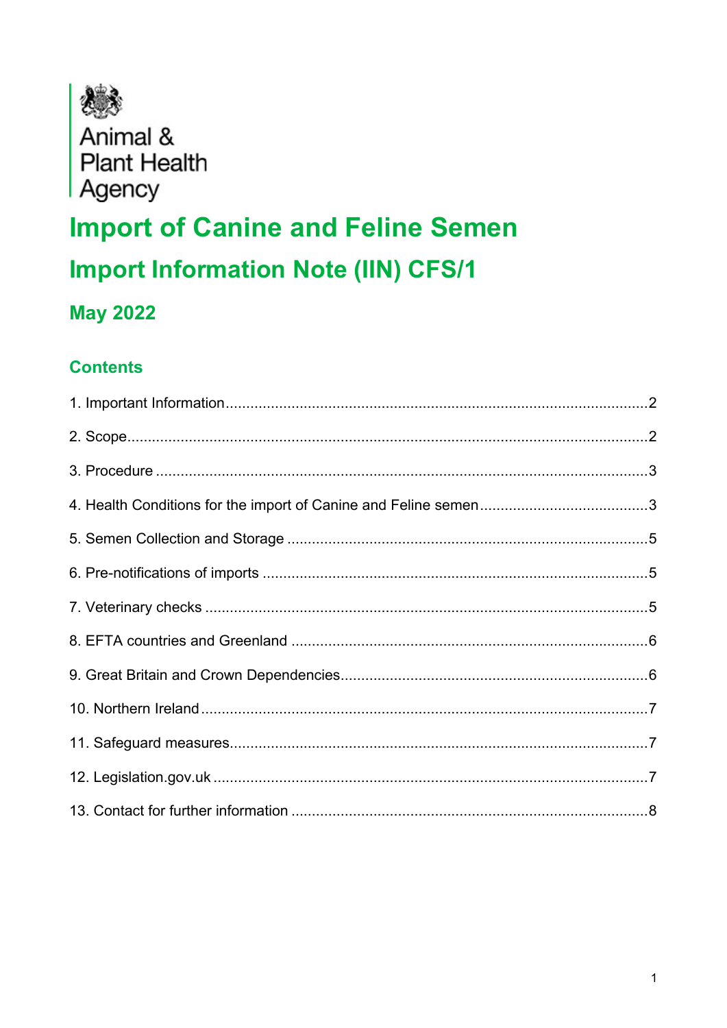Animal & Plant Health Agency

# Import of Canine and Feline Semen

## Import Information Note (IIN) CFS/1

### May 2022

### Contents

1. Important Information.....2
2. Scope.....2
3. Procedure.....3
4. Health Conditions for the import of Canine and Feline semen.....3
5. Semen Collection and Storage.....5
6. Pre-notifications of imports.....5
7. Veterinary checks.....5
8. EFTA countries and Greenland.....6
9. Great Britain and Crown Dependencies.....6
10. Northern Ireland.....7
11. Safeguard measures.....7
12. Legislation.gov.uk.....7
13. Contact for further information.....8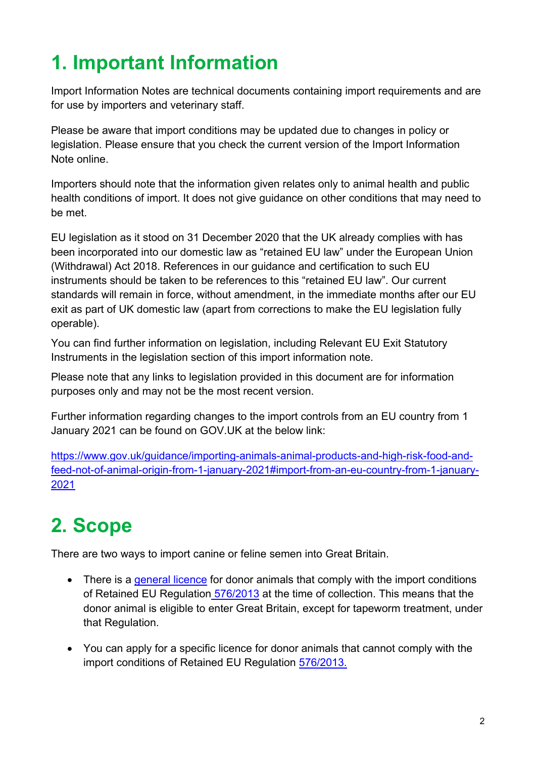# 1. Important Information

Import Information Notes are technical documents containing import requirements and are for use by importers and veterinary staff.

Please be aware that import conditions may be updated due to changes in policy or legislation. Please ensure that you check the current version of the Import Information Note online.

Importers should note that the information given relates only to animal health and public health conditions of import. It does not give guidance on other conditions that may need to be met.

EU legislation as it stood on 31 December 2020 that the UK already complies with has been incorporated into our domestic law as "retained EU law" under the European Union (Withdrawal) Act 2018. References in our guidance and certification to such EU instruments should be taken to be references to this "retained EU law". Our current standards will remain in force, without amendment, in the immediate months after our EU exit as part of UK domestic law (apart from corrections to make the EU legislation fully operable).

You can find further information on legislation, including Relevant EU Exit Statutory Instruments in the legislation section of this import information note.

Please note that any links to legislation provided in this document are for information purposes only and may not be the most recent version.

Further information regarding changes to the import controls from an EU country from 1 January 2021 can be found on GOV.UK at the below link:

https://www.gov.uk/guidance/importing-animals-animal-products-and-high-risk-food-and-feed-not-of-animal-origin-from-1-january-2021#import-from-an-eu-country-from-1-january-2021

# 2. Scope

There are two ways to import canine or feline semen into Great Britain.

- There is a general licence for donor animals that comply with the import conditions of Retained EU Regulation 576/2013 at the time of collection. This means that the donor animal is eligible to enter Great Britain, except for tapeworm treatment, under that Regulation.
- You can apply for a specific licence for donor animals that cannot comply with the import conditions of Retained EU Regulation 576/2013.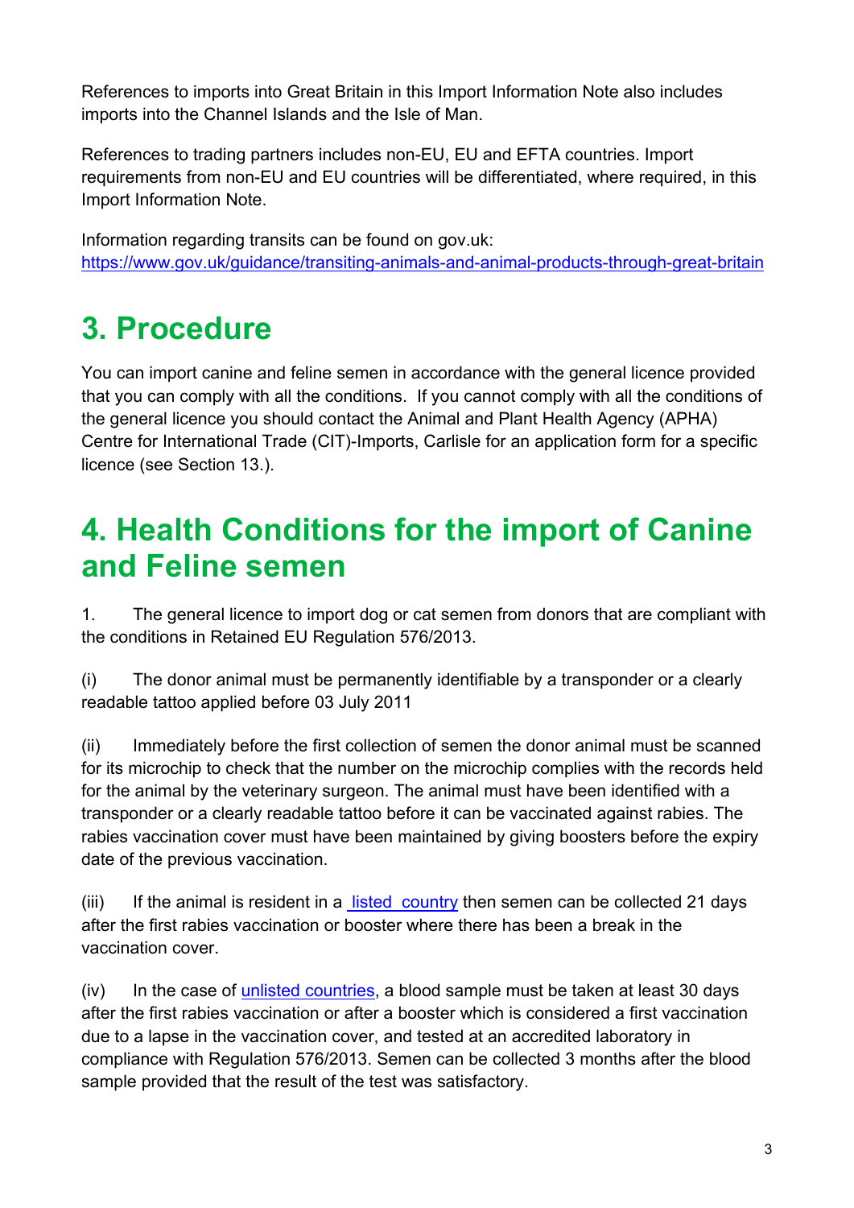References to imports into Great Britain in this Import Information Note also includes imports into the Channel Islands and the Isle of Man.

References to trading partners includes non-EU, EU and EFTA countries. Import requirements from non-EU and EU countries will be differentiated, where required, in this Import Information Note.

Information regarding transits can be found on gov.uk: https://www.gov.uk/guidance/transiting-animals-and-animal-products-through-great-britain

# 3. Procedure

You can import canine and feline semen in accordance with the general licence provided that you can comply with all the conditions. If you cannot comply with all the conditions of the general licence you should contact the Animal and Plant Health Agency (APHA) Centre for International Trade (CIT)-Imports, Carlisle for an application form for a specific licence (see Section 13.).

# 4. Health Conditions for the import of Canine and Feline semen

1. The general licence to import dog or cat semen from donors that are compliant with the conditions in Retained EU Regulation 576/2013.

(i) The donor animal must be permanently identifiable by a transponder or a clearly readable tattoo applied before 03 July 2011

(ii) Immediately before the first collection of semen the donor animal must be scanned for its microchip to check that the number on the microchip complies with the records held for the animal by the veterinary surgeon. The animal must have been identified with a transponder or a clearly readable tattoo before it can be vaccinated against rabies. The rabies vaccination cover must have been maintained by giving boosters before the expiry date of the previous vaccination.

(iii) If the animal is resident in a listed country then semen can be collected 21 days after the first rabies vaccination or booster where there has been a break in the vaccination cover.

(iv) In the case of unlisted countries, a blood sample must be taken at least 30 days after the first rabies vaccination or after a booster which is considered a first vaccination due to a lapse in the vaccination cover, and tested at an accredited laboratory in compliance with Regulation 576/2013. Semen can be collected 3 months after the blood sample provided that the result of the test was satisfactory.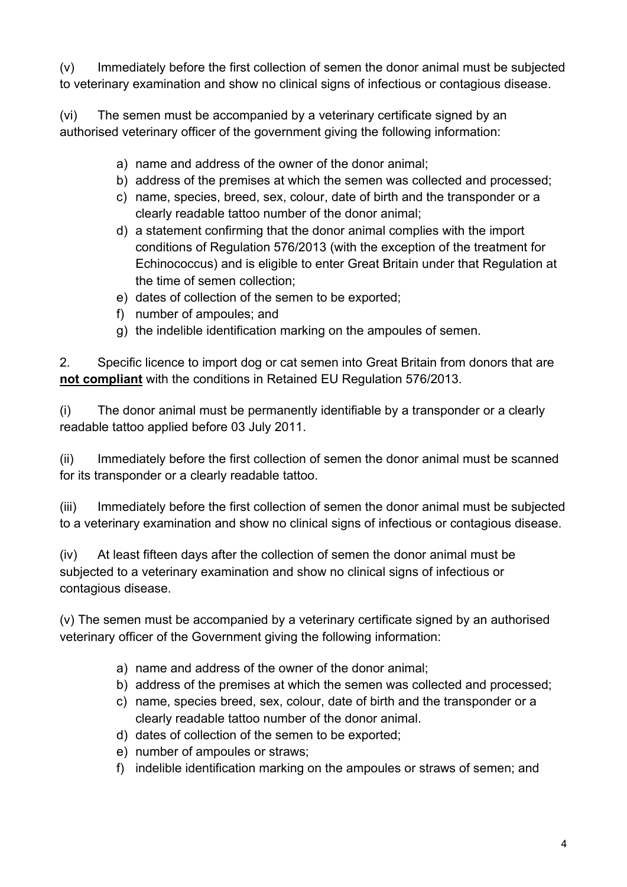(v) Immediately before the first collection of semen the donor animal must be subjected to veterinary examination and show no clinical signs of infectious or contagious disease.

(vi) The semen must be accompanied by a veterinary certificate signed by an authorised veterinary officer of the government giving the following information:

a) name and address of the owner of the donor animal;
b) address of the premises at which the semen was collected and processed;
c) name, species, breed, sex, colour, date of birth and the transponder or a clearly readable tattoo number of the donor animal;
d) a statement confirming that the donor animal complies with the import conditions of Regulation 576/2013 (with the exception of the treatment for Echinococcus) and is eligible to enter Great Britain under that Regulation at the time of semen collection;
e) dates of collection of the semen to be exported;
f) number of ampoules; and
g) the indelible identification marking on the ampoules of semen.

2. Specific licence to import dog or cat semen into Great Britain from donors that are **not compliant** with the conditions in Retained EU Regulation 576/2013.

(i) The donor animal must be permanently identifiable by a transponder or a clearly readable tattoo applied before 03 July 2011.

(ii) Immediately before the first collection of semen the donor animal must be scanned for its transponder or a clearly readable tattoo.

(iii) Immediately before the first collection of semen the donor animal must be subjected to a veterinary examination and show no clinical signs of infectious or contagious disease.

(iv) At least fifteen days after the collection of semen the donor animal must be subjected to a veterinary examination and show no clinical signs of infectious or contagious disease.

(v) The semen must be accompanied by a veterinary certificate signed by an authorised veterinary officer of the Government giving the following information:

a) name and address of the owner of the donor animal;
b) address of the premises at which the semen was collected and processed;
c) name, species breed, sex, colour, date of birth and the transponder or a clearly readable tattoo number of the donor animal.
d) dates of collection of the semen to be exported;
e) number of ampoules or straws;
f) indelible identification marking on the ampoules or straws of semen; and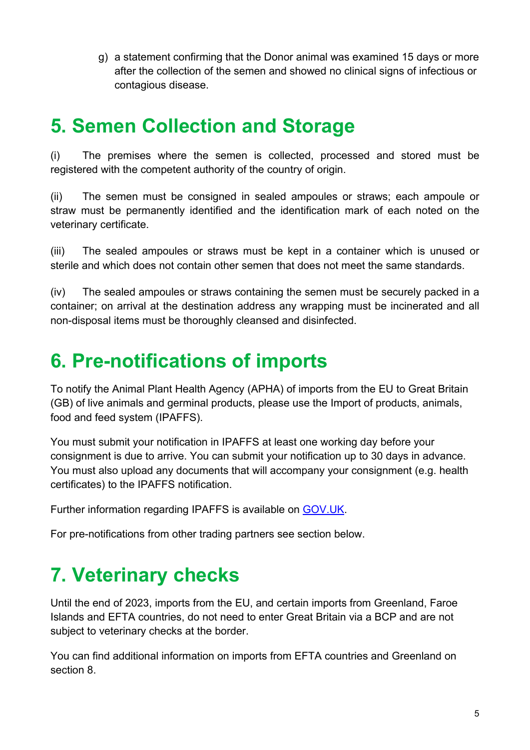g) a statement confirming that the Donor animal was examined 15 days or more after the collection of the semen and showed no clinical signs of infectious or contagious disease.

## 5. Semen Collection and Storage

(i) The premises where the semen is collected, processed and stored must be registered with the competent authority of the country of origin.

(ii) The semen must be consigned in sealed ampoules or straws; each ampoule or straw must be permanently identified and the identification mark of each noted on the veterinary certificate.

(iii) The sealed ampoules or straws must be kept in a container which is unused or sterile and which does not contain other semen that does not meet the same standards.

(iv) The sealed ampoules or straws containing the semen must be securely packed in a container; on arrival at the destination address any wrapping must be incinerated and all non-disposal items must be thoroughly cleansed and disinfected.

## 6. Pre-notifications of imports

To notify the Animal Plant Health Agency (APHA) of imports from the EU to Great Britain (GB) of live animals and germinal products, please use the Import of products, animals, food and feed system (IPAFFS).

You must submit your notification in IPAFFS at least one working day before your consignment is due to arrive. You can submit your notification up to 30 days in advance. You must also upload any documents that will accompany your consignment (e.g. health certificates) to the IPAFFS notification.

Further information regarding IPAFFS is available on GOV.UK.

For pre-notifications from other trading partners see section below.

## 7. Veterinary checks

Until the end of 2023, imports from the EU, and certain imports from Greenland, Faroe Islands and EFTA countries, do not need to enter Great Britain via a BCP and are not subject to veterinary checks at the border.

You can find additional information on imports from EFTA countries and Greenland on section 8.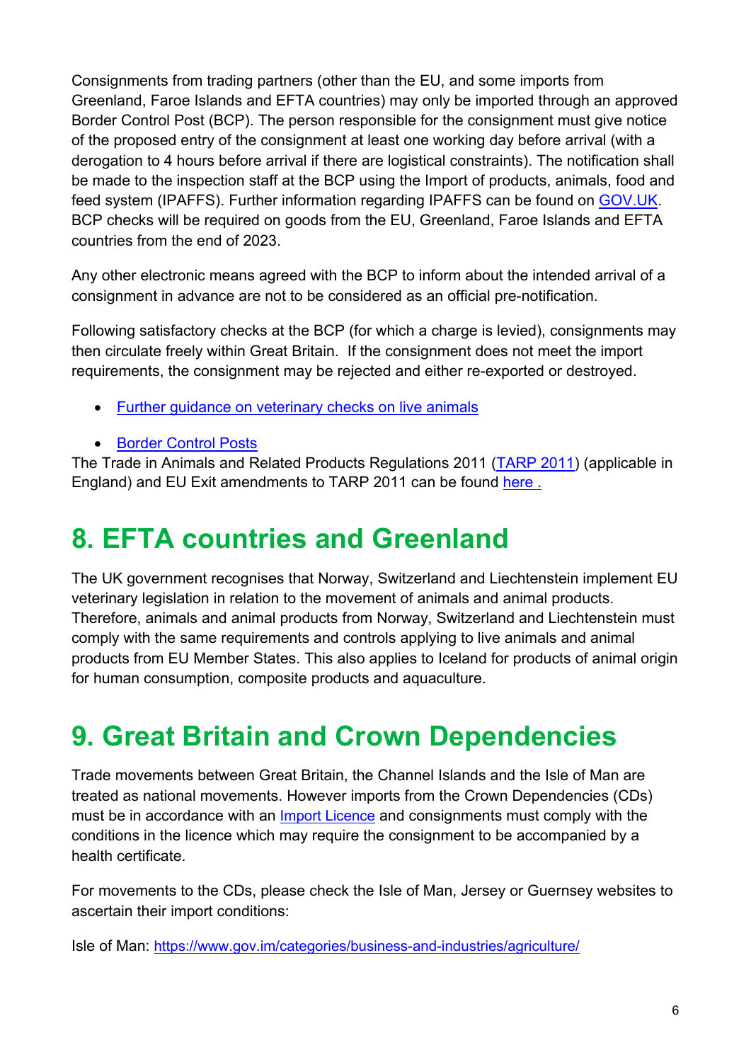Consignments from trading partners (other than the EU, and some imports from Greenland, Faroe Islands and EFTA countries) may only be imported through an approved Border Control Post (BCP). The person responsible for the consignment must give notice of the proposed entry of the consignment at least one working day before arrival (with a derogation to 4 hours before arrival if there are logistical constraints). The notification shall be made to the inspection staff at the BCP using the Import of products, animals, food and feed system (IPAFFS). Further information regarding IPAFFS can be found on GOV.UK. BCP checks will be required on goods from the EU, Greenland, Faroe Islands and EFTA countries from the end of 2023.

Any other electronic means agreed with the BCP to inform about the intended arrival of a consignment in advance are not to be considered as an official pre-notification.

Following satisfactory checks at the BCP (for which a charge is levied), consignments may then circulate freely within Great Britain. If the consignment does not meet the import requirements, the consignment may be rejected and either re-exported or destroyed.

- Further guidance on veterinary checks on live animals
- Border Control Posts

The Trade in Animals and Related Products Regulations 2011 (TARP 2011) (applicable in England) and EU Exit amendments to TARP 2011 can be found here .

# 8. EFTA countries and Greenland

The UK government recognises that Norway, Switzerland and Liechtenstein implement EU veterinary legislation in relation to the movement of animals and animal products. Therefore, animals and animal products from Norway, Switzerland and Liechtenstein must comply with the same requirements and controls applying to live animals and animal products from EU Member States. This also applies to Iceland for products of animal origin for human consumption, composite products and aquaculture.

# 9. Great Britain and Crown Dependencies

Trade movements between Great Britain, the Channel Islands and the Isle of Man are treated as national movements. However imports from the Crown Dependencies (CDs) must be in accordance with an Import Licence and consignments must comply with the conditions in the licence which may require the consignment to be accompanied by a health certificate.

For movements to the CDs, please check the Isle of Man, Jersey or Guernsey websites to ascertain their import conditions:

Isle of Man: https://www.gov.im/categories/business-and-industries/agriculture/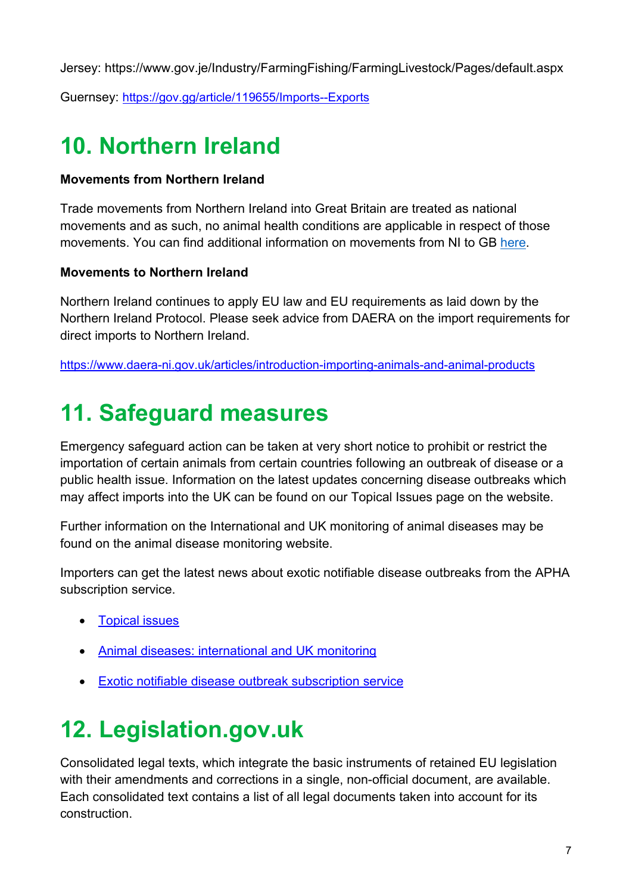Jersey: https://www.gov.je/Industry/FarmingFishing/FarmingLivestock/Pages/default.aspx

Guernsey: https://gov.gg/article/119655/Imports--Exports

# 10. Northern Ireland

**Movements from Northern Ireland**

Trade movements from Northern Ireland into Great Britain are treated as national movements and as such, no animal health conditions are applicable in respect of those movements. You can find additional information on movements from NI to GB here.

**Movements to Northern Ireland**

Northern Ireland continues to apply EU law and EU requirements as laid down by the Northern Ireland Protocol. Please seek advice from DAERA on the import requirements for direct imports to Northern Ireland.

https://www.daera-ni.gov.uk/articles/introduction-importing-animals-and-animal-products

# 11. Safeguard measures

Emergency safeguard action can be taken at very short notice to prohibit or restrict the importation of certain animals from certain countries following an outbreak of disease or a public health issue. Information on the latest updates concerning disease outbreaks which may affect imports into the UK can be found on our Topical Issues page on the website.

Further information on the International and UK monitoring of animal diseases may be found on the animal disease monitoring website.

Importers can get the latest news about exotic notifiable disease outbreaks from the APHA subscription service.

- Topical issues
- Animal diseases: international and UK monitoring
- Exotic notifiable disease outbreak subscription service

# 12. Legislation.gov.uk

Consolidated legal texts, which integrate the basic instruments of retained EU legislation with their amendments and corrections in a single, non-official document, are available. Each consolidated text contains a list of all legal documents taken into account for its construction.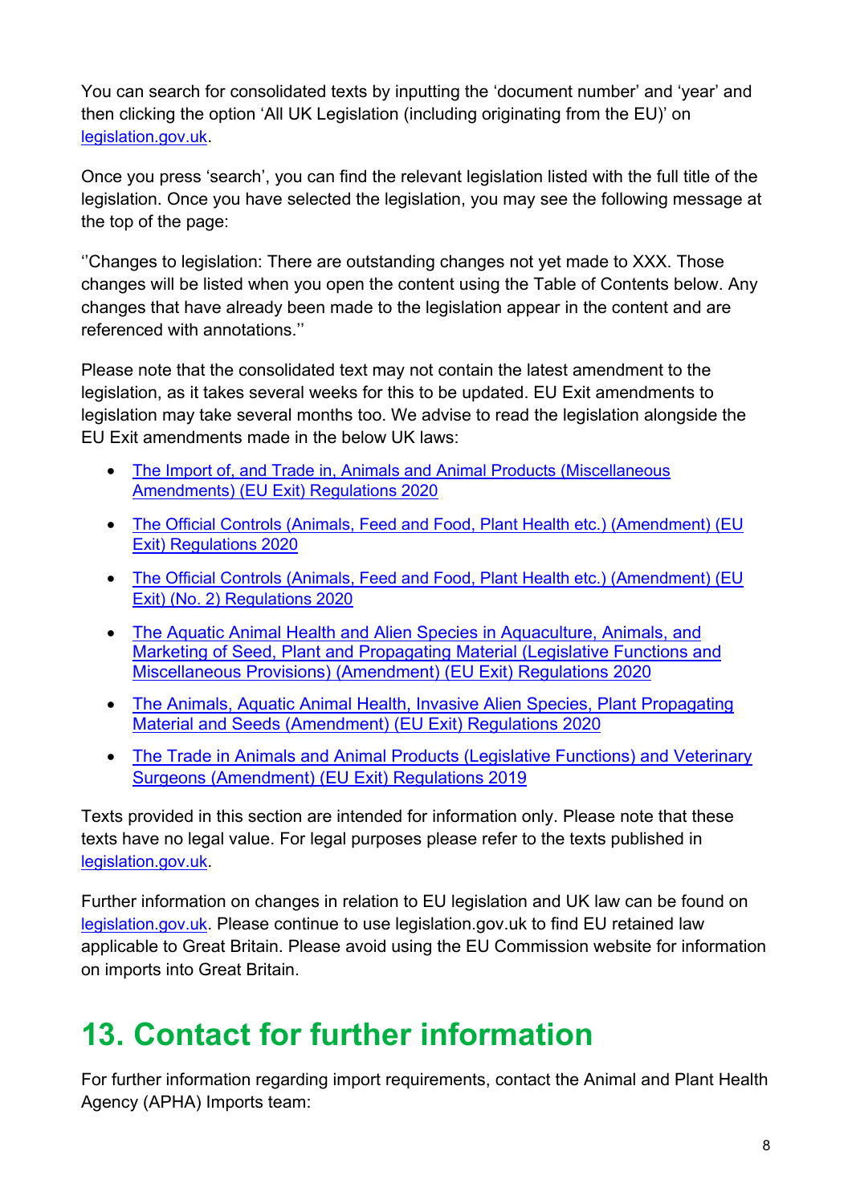You can search for consolidated texts by inputting the 'document number' and 'year' and then clicking the option 'All UK Legislation (including originating from the EU)' on [legislation.gov.uk](legislation.gov.uk).

Once you press 'search', you can find the relevant legislation listed with the full title of the legislation. Once you have selected the legislation, you may see the following message at the top of the page:

''Changes to legislation: There are outstanding changes not yet made to XXX. Those changes will be listed when you open the content using the Table of Contents below. Any changes that have already been made to the legislation appear in the content and are referenced with annotations.''

Please note that the consolidated text may not contain the latest amendment to the legislation, as it takes several weeks for this to be updated. EU Exit amendments to legislation may take several months too. We advise to read the legislation alongside the EU Exit amendments made in the below UK laws:

- The Import of, and Trade in, Animals and Animal Products (Miscellaneous Amendments) (EU Exit) Regulations 2020
- The Official Controls (Animals, Feed and Food, Plant Health etc.) (Amendment) (EU Exit) Regulations 2020
- The Official Controls (Animals, Feed and Food, Plant Health etc.) (Amendment) (EU Exit) (No. 2) Regulations 2020
- The Aquatic Animal Health and Alien Species in Aquaculture, Animals, and Marketing of Seed, Plant and Propagating Material (Legislative Functions and Miscellaneous Provisions) (Amendment) (EU Exit) Regulations 2020
- The Animals, Aquatic Animal Health, Invasive Alien Species, Plant Propagating Material and Seeds (Amendment) (EU Exit) Regulations 2020
- The Trade in Animals and Animal Products (Legislative Functions) and Veterinary Surgeons (Amendment) (EU Exit) Regulations 2019

Texts provided in this section are intended for information only. Please note that these texts have no legal value. For legal purposes please refer to the texts published in [legislation.gov.uk](legislation.gov.uk).

Further information on changes in relation to EU legislation and UK law can be found on [legislation.gov.uk](legislation.gov.uk). Please continue to use legislation.gov.uk to find EU retained law applicable to Great Britain. Please avoid using the EU Commission website for information on imports into Great Britain.

# 13. Contact for further information

For further information regarding import requirements, contact the Animal and Plant Health Agency (APHA) Imports team: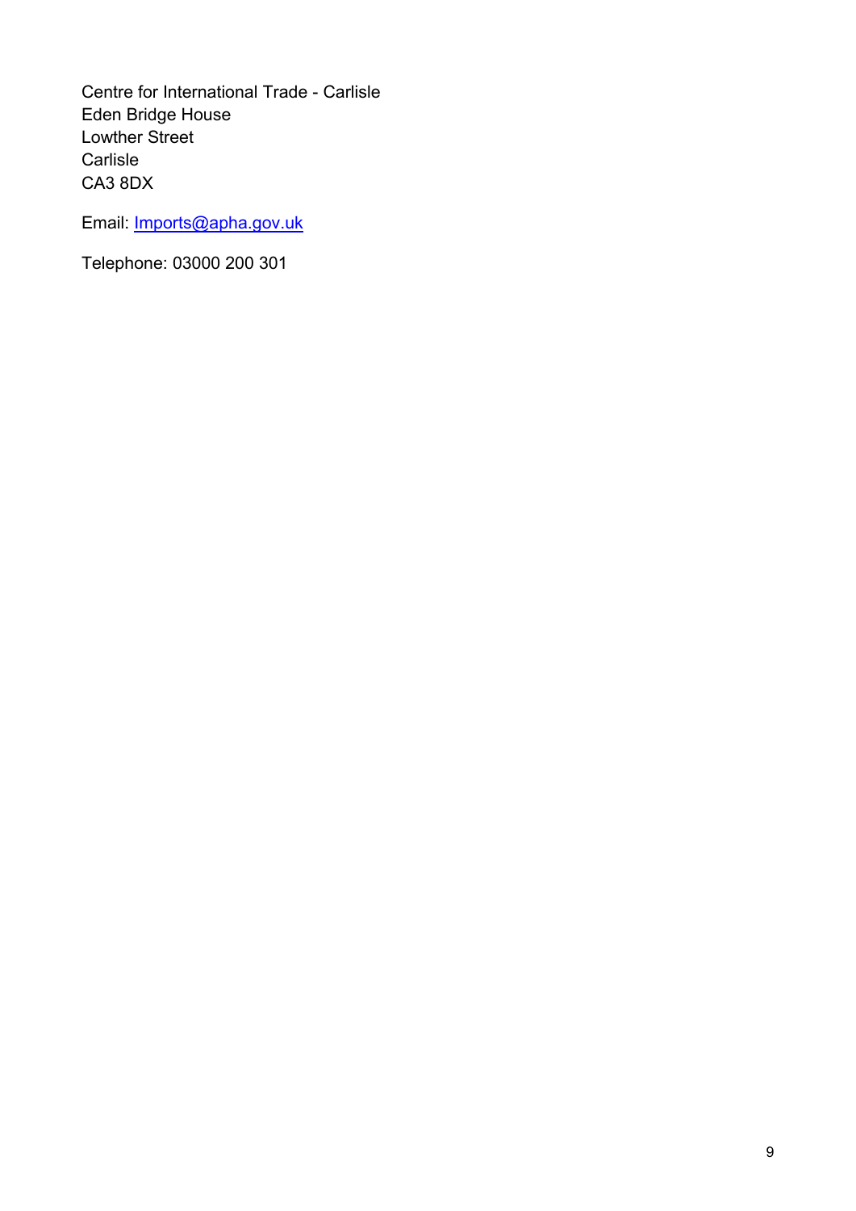Centre for International Trade - Carlisle
Eden Bridge House
Lowther Street
Carlisle
CA3 8DX

Email: [Imports@apha.gov.uk](mailto:Imports@apha.gov.uk)

Telephone: 03000 200 301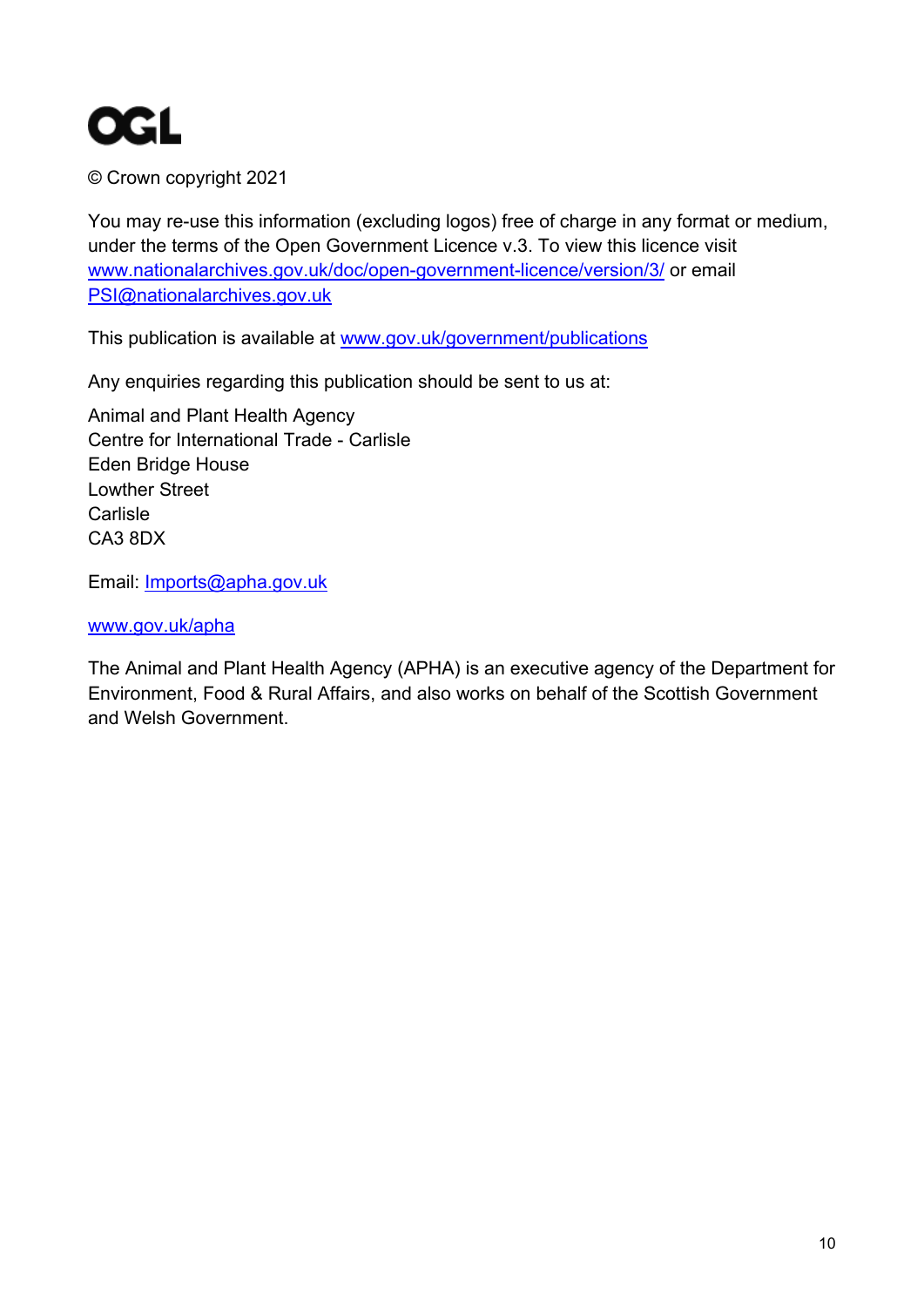© Crown copyright 2021

You may re-use this information (excluding logos) free of charge in any format or medium, under the terms of the Open Government Licence v.3. To view this licence visit www.nationalarchives.gov.uk/doc/open-government-licence/version/3/ or email PSI@nationalarchives.gov.uk

This publication is available at www.gov.uk/government/publications

Any enquiries regarding this publication should be sent to us at:

Animal and Plant Health Agency
Centre for International Trade - Carlisle
Eden Bridge House
Lowther Street
Carlisle
CA3 8DX

Email: Imports@apha.gov.uk

www.gov.uk/apha

The Animal and Plant Health Agency (APHA) is an executive agency of the Department for Environment, Food & Rural Affairs, and also works on behalf of the Scottish Government and Welsh Government.